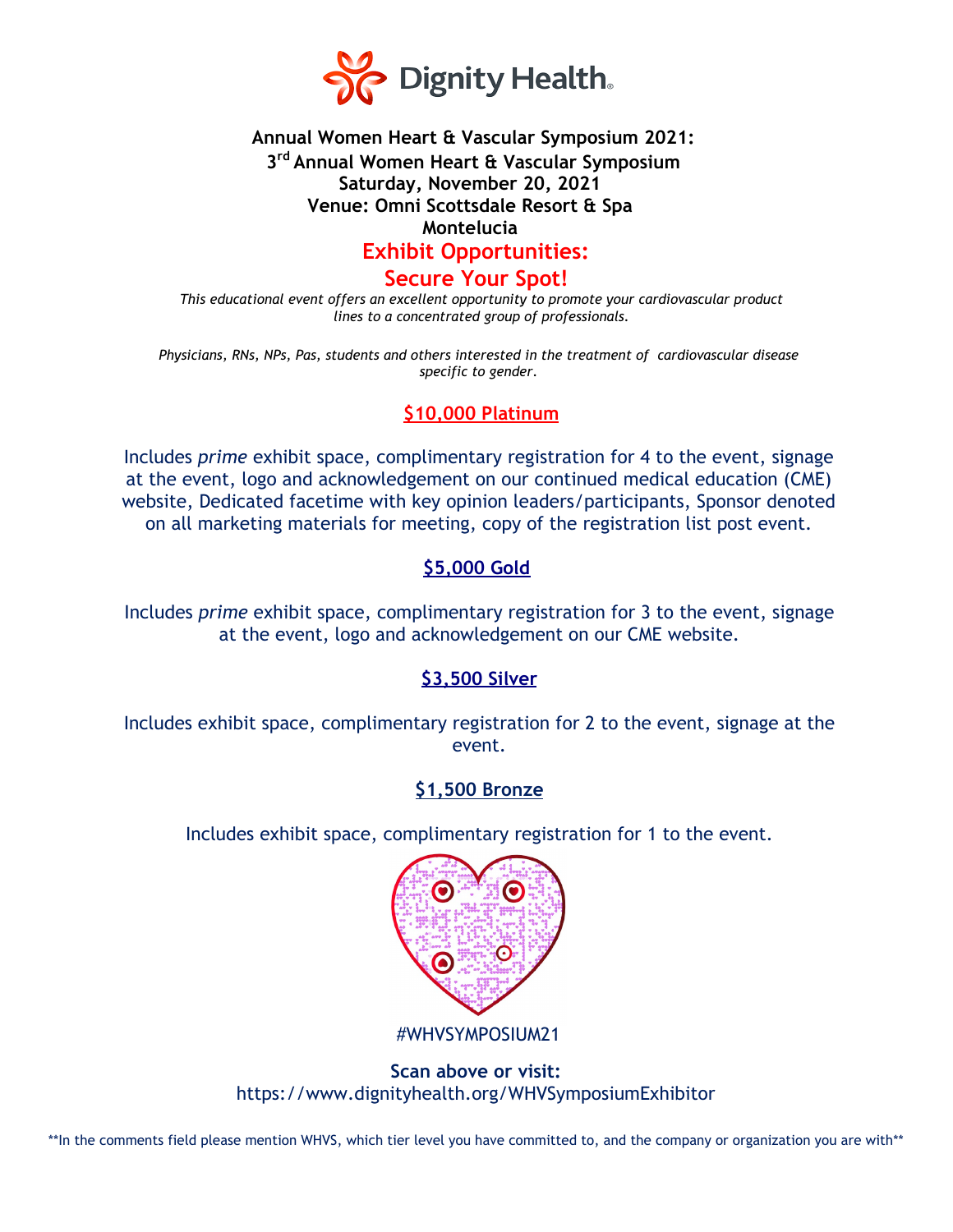Dignity Health

**Annual Women Heart & Vascular Symposium 2021:**
**3rd Annual Women Heart & Vascular Symposium**
**Saturday, November 20, 2021**
**Venue: Omni Scottsdale Resort & Spa**
**Montelucia**

## Exhibit Opportunities:

## Secure Your Spot!

*This educational event offers an excellent opportunity to promote your cardiovascular product lines to a concentrated group of professionals.*

*Physicians, RNs, NPs, Pas, students and others interested in the treatment of cardiovascular disease specific to gender.*

### $10,000 Platinum

Includes *prime* exhibit space, complimentary registration for 4 to the event, signage at the event, logo and acknowledgement on our continued medical education (CME) website, Dedicated facetime with key opinion leaders/participants, Sponsor denoted on all marketing materials for meeting, copy of the registration list post event.

### $5,000 Gold

Includes *prime* exhibit space, complimentary registration for 3 to the event, signage at the event, logo and acknowledgement on our CME website.

### $3,500 Silver

Includes exhibit space, complimentary registration for 2 to the event, signage at the event.

### $1,500 Bronze

Includes exhibit space, complimentary registration for 1 to the event.

#WHVSYMPOSIUM21

**Scan above or visit:**
https://www.dignityhealth.org/WHVSymposiumExhibitor

**In the comments field please mention WHVS, which tier level you have committed to, and the company or organization you are with**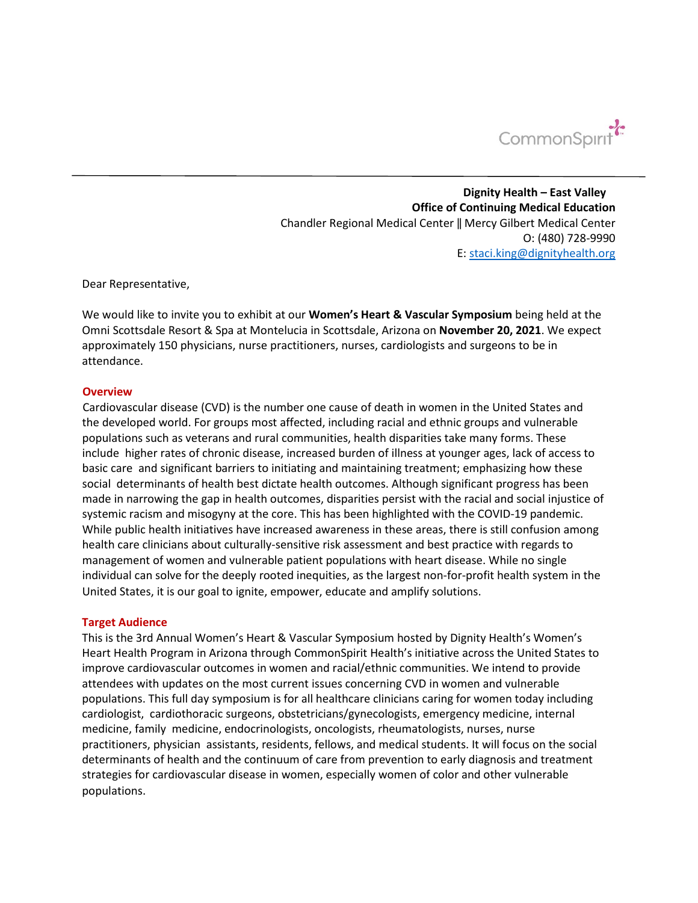**Dignity Health – East Valley**
**Office of Continuing Medical Education**
Chandler Regional Medical Center ‖ Mercy Gilbert Medical Center
O: (480) 728-9990
E: staci.king@dignityhealth.org

Dear Representative,

We would like to invite you to exhibit at our **Women's Heart & Vascular Symposium** being held at the Omni Scottsdale Resort & Spa at Montelucia in Scottsdale, Arizona on **November 20, 2021**. We expect approximately 150 physicians, nurse practitioners, nurses, cardiologists and surgeons to be in attendance.

## Overview

Cardiovascular disease (CVD) is the number one cause of death in women in the United States and the developed world. For groups most affected, including racial and ethnic groups and vulnerable populations such as veterans and rural communities, health disparities take many forms. These include higher rates of chronic disease, increased burden of illness at younger ages, lack of access to basic care and significant barriers to initiating and maintaining treatment; emphasizing how these social determinants of health best dictate health outcomes. Although significant progress has been made in narrowing the gap in health outcomes, disparities persist with the racial and social injustice of systemic racism and misogyny at the core. This has been highlighted with the COVID-19 pandemic. While public health initiatives have increased awareness in these areas, there is still confusion among health care clinicians about culturally-sensitive risk assessment and best practice with regards to management of women and vulnerable patient populations with heart disease. While no single individual can solve for the deeply rooted inequities, as the largest non-for-profit health system in the United States, it is our goal to ignite, empower, educate and amplify solutions.

## Target Audience

This is the 3rd Annual Women's Heart & Vascular Symposium hosted by Dignity Health's Women's Heart Health Program in Arizona through CommonSpirit Health's initiative across the United States to improve cardiovascular outcomes in women and racial/ethnic communities. We intend to provide attendees with updates on the most current issues concerning CVD in women and vulnerable populations. This full day symposium is for all healthcare clinicians caring for women today including cardiologist, cardiothoracic surgeons, obstetricians/gynecologists, emergency medicine, internal medicine, family medicine, endocrinologists, oncologists, rheumatologists, nurses, nurse practitioners, physician assistants, residents, fellows, and medical students. It will focus on the social determinants of health and the continuum of care from prevention to early diagnosis and treatment strategies for cardiovascular disease in women, especially women of color and other vulnerable populations.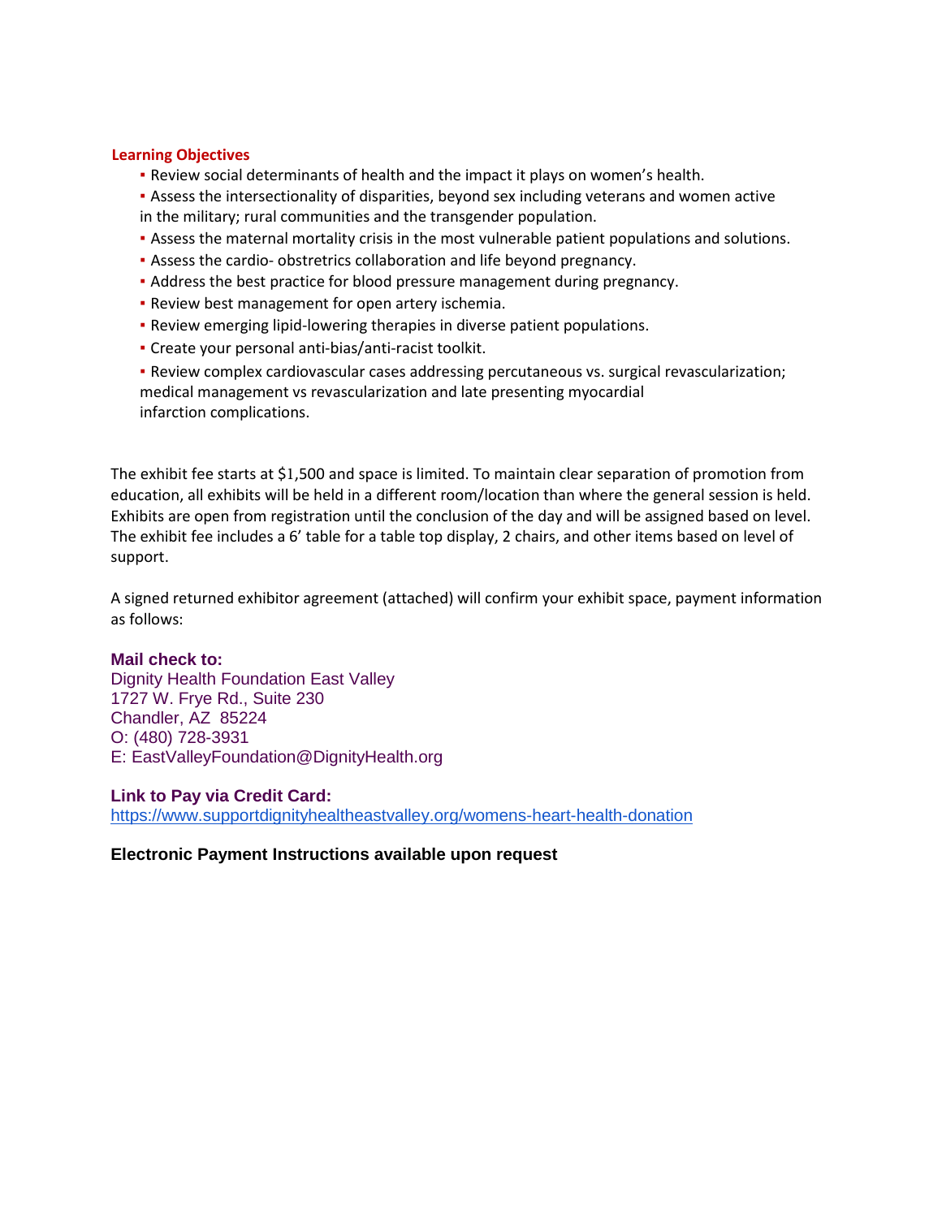## Learning Objectives

- Review social determinants of health and the impact it plays on women's health.
- Assess the intersectionality of disparities, beyond sex including veterans and women active in the military; rural communities and the transgender population.
- Assess the maternal mortality crisis in the most vulnerable patient populations and solutions.
- Assess the cardio- obstetrics collaboration and life beyond pregnancy.
- Address the best practice for blood pressure management during pregnancy.
- Review best management for open artery ischemia.
- Review emerging lipid-lowering therapies in diverse patient populations.
- Create your personal anti-bias/anti-racist toolkit.
- Review complex cardiovascular cases addressing percutaneous vs. surgical revascularization; medical management vs revascularization and late presenting myocardial infarction complications.

The exhibit fee starts at $1,500 and space is limited. To maintain clear separation of promotion from education, all exhibits will be held in a different room/location than where the general session is held. Exhibits are open from registration until the conclusion of the day and will be assigned based on level. The exhibit fee includes a 6' table for a table top display, 2 chairs, and other items based on level of support.

A signed returned exhibitor agreement (attached) will confirm your exhibit space, payment information as follows:

**Mail check to:**
Dignity Health Foundation East Valley
1727 W. Frye Rd., Suite 230
Chandler, AZ 85224
O: (480) 728-3931
E: EastValleyFoundation@DignityHealth.org

**Link to Pay via Credit Card:**
https://www.supportdignityhealtheastvalley.org/womens-heart-health-donation

**Electronic Payment Instructions available upon request**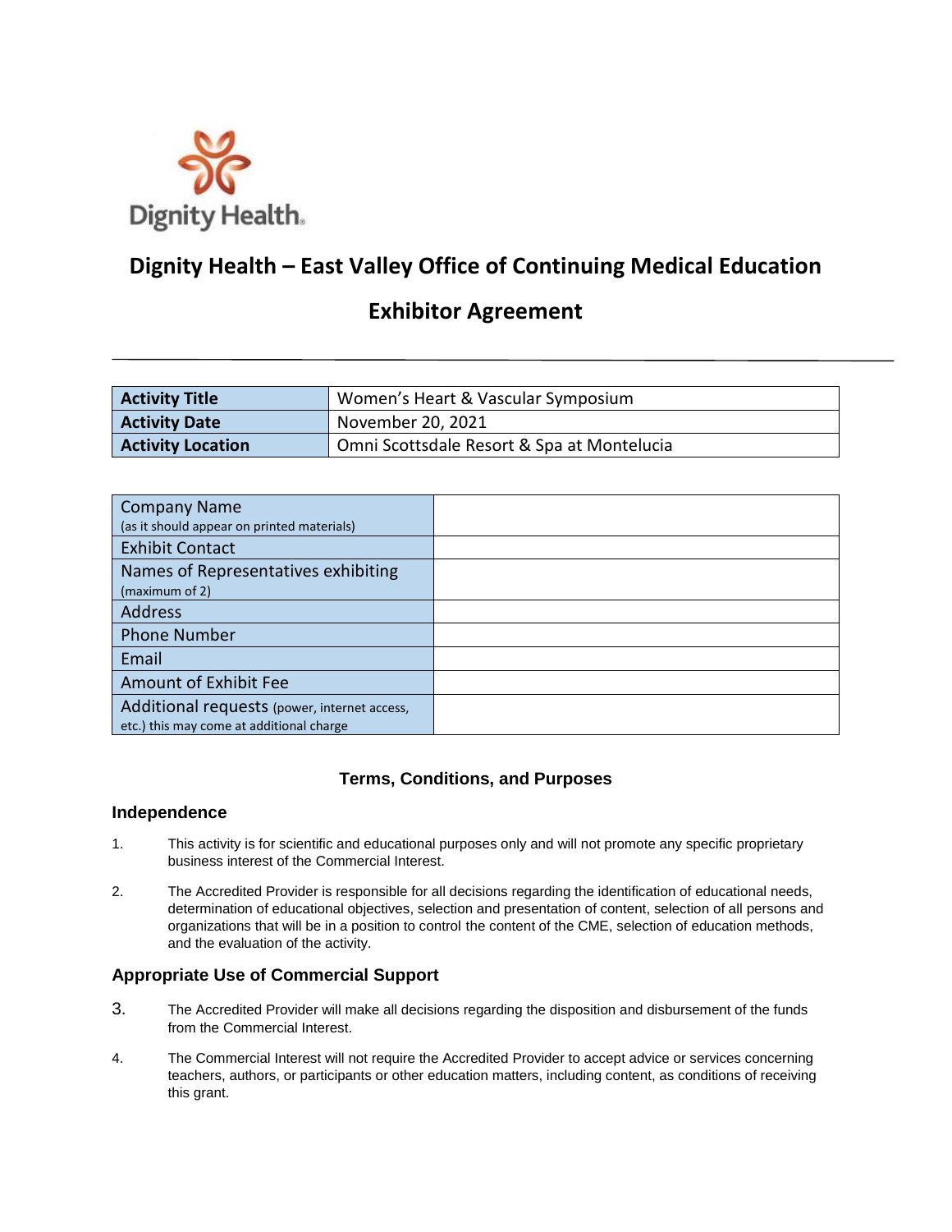# Dignity Health – East Valley Office of Continuing Medical Education

## Exhibitor Agreement

| Activity Title | Women's Heart & Vascular Symposium |
| --- | --- |
| Activity Date | November 20, 2021 |
| Activity Location | Omni Scottsdale Resort & Spa at Montelucia |

| Company Name (as it should appear on printed materials) | |
| --- | --- |
| Exhibit Contact | |
| Names of Representatives exhibiting (maximum of 2) | |
| Address | |
| Phone Number | |
| Email | |
| Amount of Exhibit Fee | |
| Additional requests (power, internet access, etc.) this may come at additional charge | |

### Terms, Conditions, and Purposes

#### Independence

1. This activity is for scientific and educational purposes only and will not promote any specific proprietary business interest of the Commercial Interest.

2. The Accredited Provider is responsible for all decisions regarding the identification of educational needs, determination of educational objectives, selection and presentation of content, selection of all persons and organizations that will be in a position to control the content of the CME, selection of education methods, and the evaluation of the activity.

#### Appropriate Use of Commercial Support

3. The Accredited Provider will make all decisions regarding the disposition and disbursement of the funds from the Commercial Interest.

4. The Commercial Interest will not require the Accredited Provider to accept advice or services concerning teachers, authors, or participants or other education matters, including content, as conditions of receiving this grant.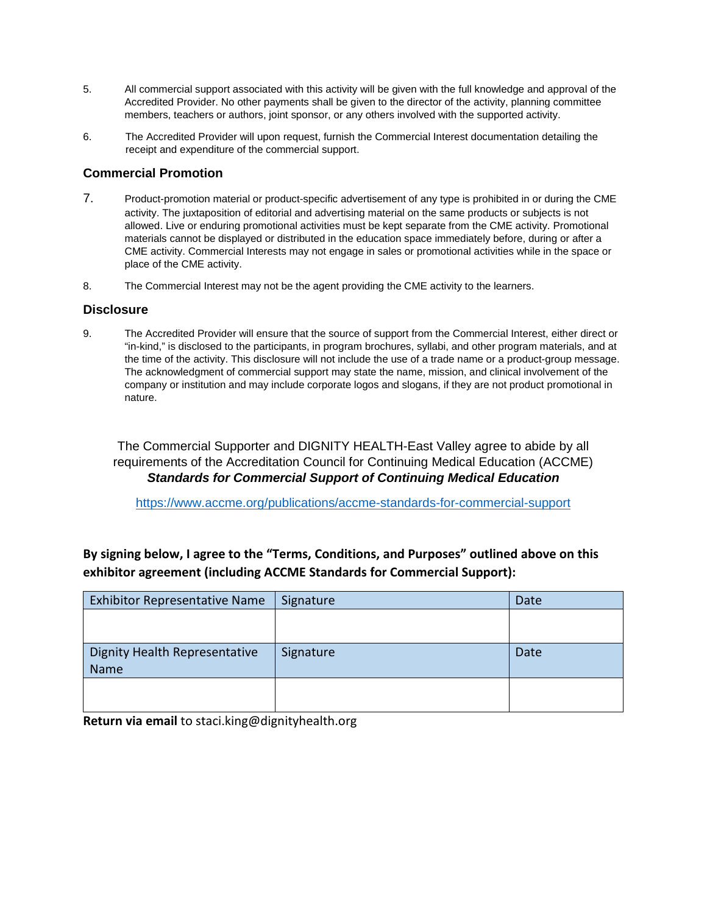5. All commercial support associated with this activity will be given with the full knowledge and approval of the Accredited Provider. No other payments shall be given to the director of the activity, planning committee members, teachers or authors, joint sponsor, or any others involved with the supported activity.

6. The Accredited Provider will upon request, furnish the Commercial Interest documentation detailing the receipt and expenditure of the commercial support.

### Commercial Promotion

7. Product-promotion material or product-specific advertisement of any type is prohibited in or during the CME activity. The juxtaposition of editorial and advertising material on the same products or subjects is not allowed. Live or enduring promotional activities must be kept separate from the CME activity. Promotional materials cannot be displayed or distributed in the education space immediately before, during or after a CME activity. Commercial Interests may not engage in sales or promotional activities while in the space or place of the CME activity.

8. The Commercial Interest may not be the agent providing the CME activity to the learners.

### Disclosure

9. The Accredited Provider will ensure that the source of support from the Commercial Interest, either direct or "in-kind," is disclosed to the participants, in program brochures, syllabi, and other program materials, and at the time of the activity. This disclosure will not include the use of a trade name or a product-group message. The acknowledgment of commercial support may state the name, mission, and clinical involvement of the company or institution and may include corporate logos and slogans, if they are not product promotional in nature.

The Commercial Supporter and DIGNITY HEALTH-East Valley agree to abide by all requirements of the Accreditation Council for Continuing Medical Education (ACCME) ***Standards for Commercial Support of Continuing Medical Education***

https://www.accme.org/publications/accme-standards-for-commercial-support

**By signing below, I agree to the "Terms, Conditions, and Purposes" outlined above on this exhibitor agreement (including ACCME Standards for Commercial Support):**

| Exhibitor Representative Name | Signature | Date |
|---|---|---|
| | | |
| Dignity Health Representative Name | Signature | Date |
| | | |

**Return via email** to staci.king@dignityhealth.org